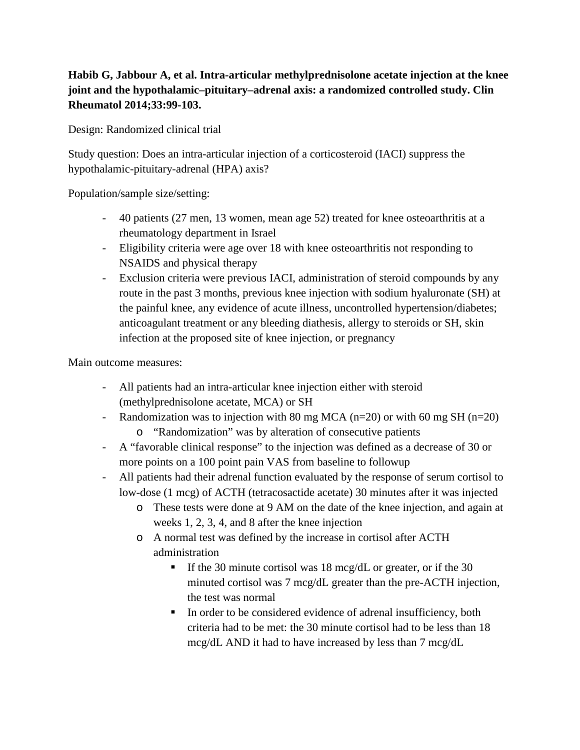**Habib G, Jabbour A, et al. Intra-articular methylprednisolone acetate injection at the knee joint and the hypothalamic–pituitary–adrenal axis: a randomized controlled study. Clin Rheumatol 2014;33:99-103.**

Design: Randomized clinical trial

Study question: Does an intra-articular injection of a corticosteroid (IACI) suppress the hypothalamic-pituitary-adrenal (HPA) axis?

Population/sample size/setting:

- 40 patients (27 men, 13 women, mean age 52) treated for knee osteoarthritis at a rheumatology department in Israel
- Eligibility criteria were age over 18 with knee osteoarthritis not responding to NSAIDS and physical therapy
- Exclusion criteria were previous IACI, administration of steroid compounds by any route in the past 3 months, previous knee injection with sodium hyaluronate (SH) at the painful knee, any evidence of acute illness, uncontrolled hypertension/diabetes; anticoagulant treatment or any bleeding diathesis, allergy to steroids or SH, skin infection at the proposed site of knee injection, or pregnancy

Main outcome measures:

- All patients had an intra-articular knee injection either with steroid (methylprednisolone acetate, MCA) or SH
- Randomization was to injection with 80 mg MCA (n=20) or with 60 mg SH (n=20)
    - "Randomization" was by alteration of consecutive patients
- A "favorable clinical response" to the injection was defined as a decrease of 30 or more points on a 100 point pain VAS from baseline to followup
- All patients had their adrenal function evaluated by the response of serum cortisol to low-dose (1 mcg) of ACTH (tetracosactide acetate) 30 minutes after it was injected
    - These tests were done at 9 AM on the date of the knee injection, and again at weeks 1, 2, 3, 4, and 8 after the knee injection
    - A normal test was defined by the increase in cortisol after ACTH administration
        - If the 30 minute cortisol was 18 mcg/dL or greater, or if the 30 minuted cortisol was 7 mcg/dL greater than the pre-ACTH injection, the test was normal
        - In order to be considered evidence of adrenal insufficiency, both criteria had to be met: the 30 minute cortisol had to be less than 18 mcg/dL AND it had to have increased by less than 7 mcg/dL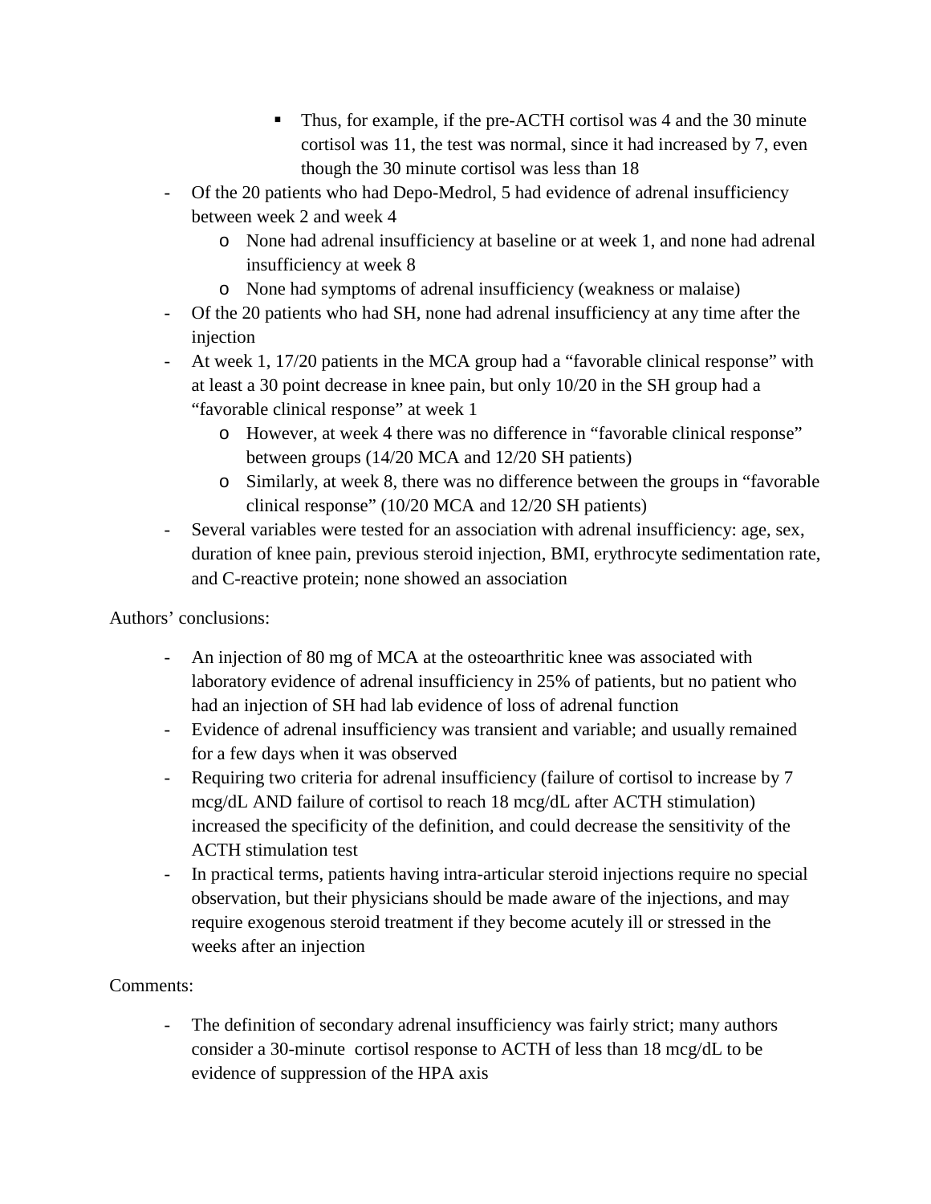- Thus, for example, if the pre-ACTH cortisol was 4 and the 30 minute cortisol was 11, the test was normal, since it had increased by 7, even though the 30 minute cortisol was less than 18
- Of the 20 patients who had Depo-Medrol, 5 had evidence of adrenal insufficiency between week 2 and week 4
    - None had adrenal insufficiency at baseline or at week 1, and none had adrenal insufficiency at week 8
    - None had symptoms of adrenal insufficiency (weakness or malaise)
- Of the 20 patients who had SH, none had adrenal insufficiency at any time after the injection
- At week 1, 17/20 patients in the MCA group had a "favorable clinical response" with at least a 30 point decrease in knee pain, but only 10/20 in the SH group had a "favorable clinical response" at week 1
    - However, at week 4 there was no difference in "favorable clinical response" between groups (14/20 MCA and 12/20 SH patients)
    - Similarly, at week 8, there was no difference between the groups in "favorable clinical response" (10/20 MCA and 12/20 SH patients)
- Several variables were tested for an association with adrenal insufficiency: age, sex, duration of knee pain, previous steroid injection, BMI, erythrocyte sedimentation rate, and C-reactive protein; none showed an association

Authors' conclusions:

- An injection of 80 mg of MCA at the osteoarthritic knee was associated with laboratory evidence of adrenal insufficiency in 25% of patients, but no patient who had an injection of SH had lab evidence of loss of adrenal function
- Evidence of adrenal insufficiency was transient and variable; and usually remained for a few days when it was observed
- Requiring two criteria for adrenal insufficiency (failure of cortisol to increase by 7 mcg/dL AND failure of cortisol to reach 18 mcg/dL after ACTH stimulation) increased the specificity of the definition, and could decrease the sensitivity of the ACTH stimulation test
- In practical terms, patients having intra-articular steroid injections require no special observation, but their physicians should be made aware of the injections, and may require exogenous steroid treatment if they become acutely ill or stressed in the weeks after an injection

Comments:

- The definition of secondary adrenal insufficiency was fairly strict; many authors consider a 30-minute cortisol response to ACTH of less than 18 mcg/dL to be evidence of suppression of the HPA axis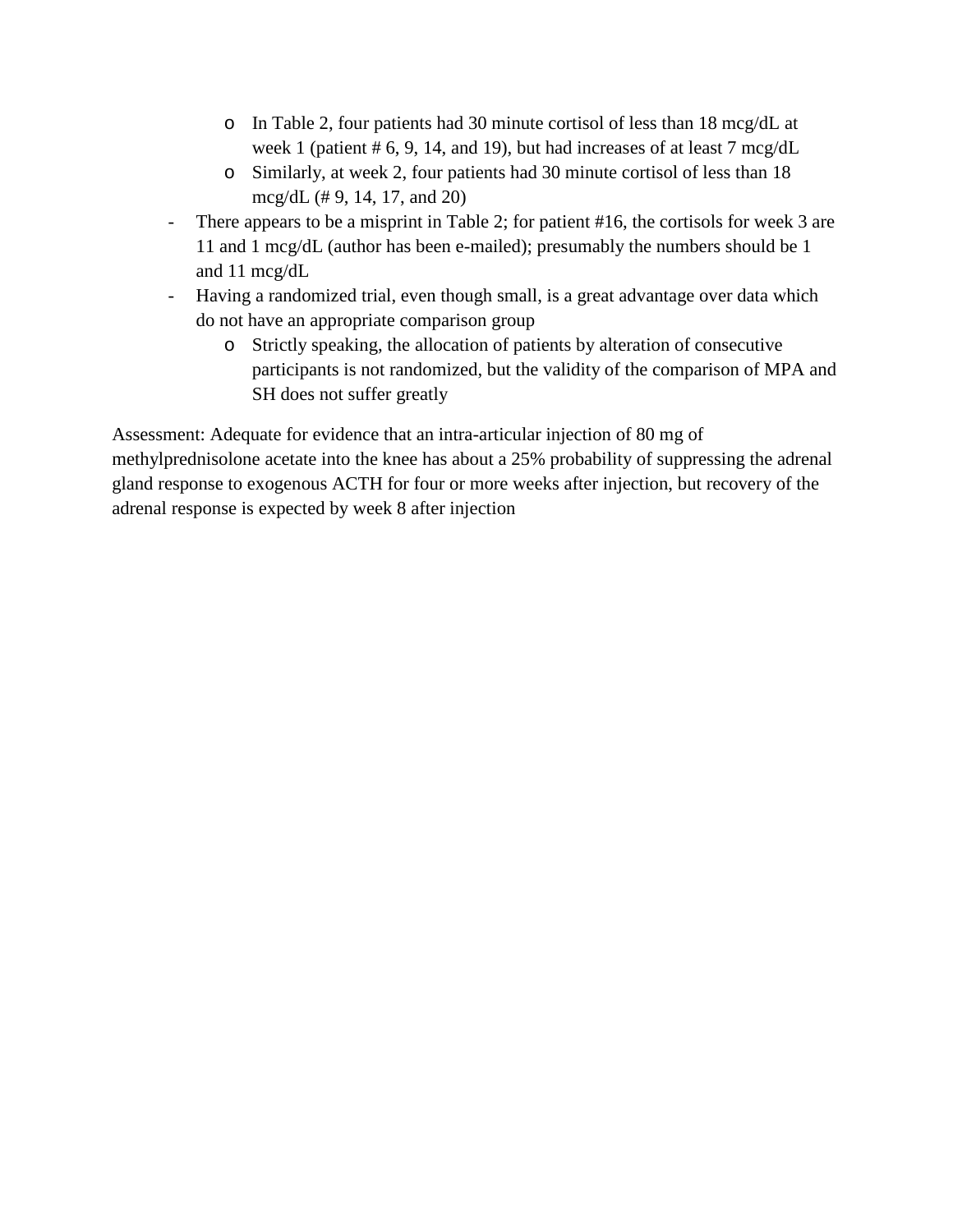- In Table 2, four patients had 30 minute cortisol of less than 18 mcg/dL at week 1 (patient # 6, 9, 14, and 19), but had increases of at least 7 mcg/dL
    - Similarly, at week 2, four patients had 30 minute cortisol of less than 18 mcg/dL (# 9, 14, 17, and 20)
- There appears to be a misprint in Table 2; for patient #16, the cortisols for week 3 are 11 and 1 mcg/dL (author has been e-mailed); presumably the numbers should be 1 and 11 mcg/dL
- Having a randomized trial, even though small, is a great advantage over data which do not have an appropriate comparison group
    - Strictly speaking, the allocation of patients by alteration of consecutive participants is not randomized, but the validity of the comparison of MPA and SH does not suffer greatly

Assessment: Adequate for evidence that an intra-articular injection of 80 mg of methylprednisolone acetate into the knee has about a 25% probability of suppressing the adrenal gland response to exogenous ACTH for four or more weeks after injection, but recovery of the adrenal response is expected by week 8 after injection